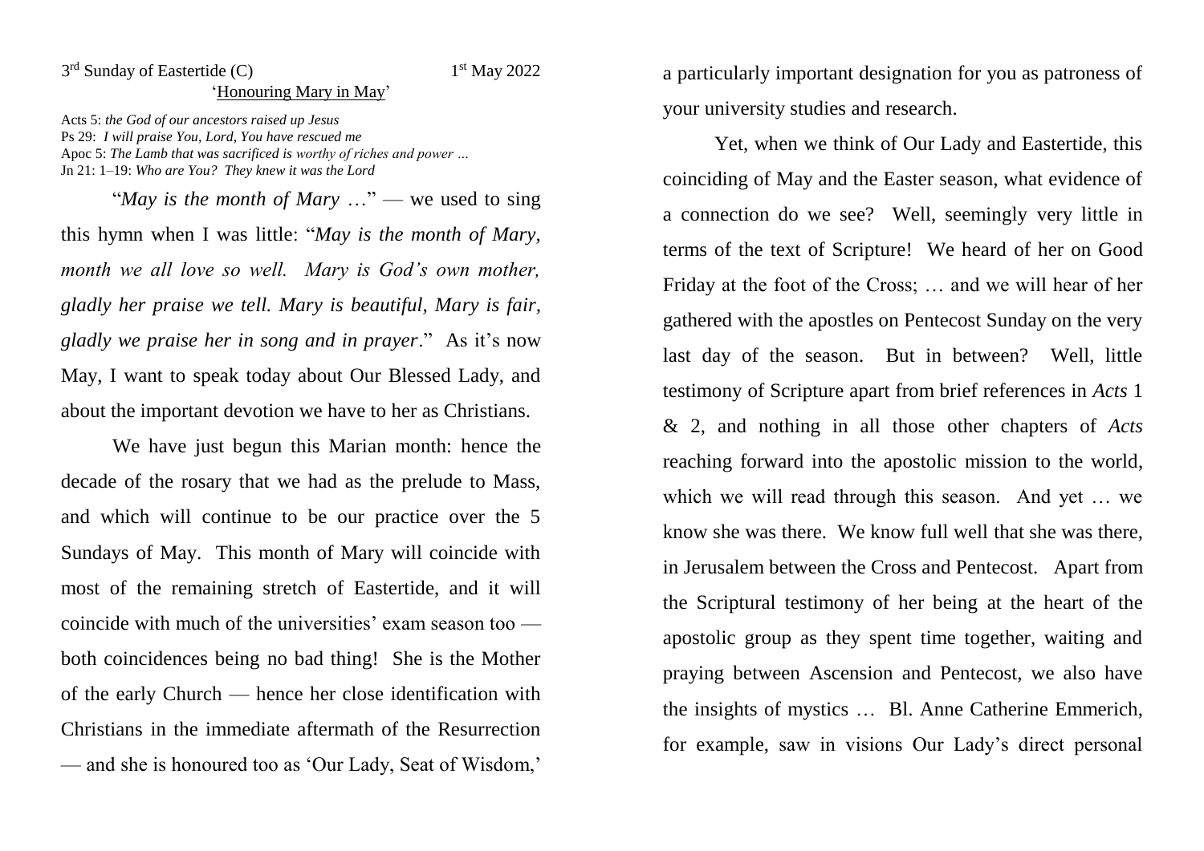3rd Sunday of Eastertide (C) 1st May 2022

'Honouring Mary in May'

Acts 5: *the God of our ancestors raised up Jesus*
Ps 29: *I will praise You, Lord, You have rescued me*
Apoc 5: *The Lamb that was sacrificed is worthy of riches and power …*
Jn 21: 1–19: *Who are You? They knew it was the Lord*

"*May is the month of Mary* …" — we used to sing this hymn when I was little: "*May is the month of Mary, month we all love so well. Mary is God's own mother, gladly her praise we tell. Mary is beautiful, Mary is fair, gladly we praise her in song and in prayer*." As it's now May, I want to speak today about Our Blessed Lady, and about the important devotion we have to her as Christians.

We have just begun this Marian month: hence the decade of the rosary that we had as the prelude to Mass, and which will continue to be our practice over the 5 Sundays of May. This month of Mary will coincide with most of the remaining stretch of Eastertide, and it will coincide with much of the universities' exam season too — both coincidences being no bad thing! She is the Mother of the early Church — hence her close identification with Christians in the immediate aftermath of the Resurrection — and she is honoured too as 'Our Lady, Seat of Wisdom,' a particularly important designation for you as patroness of your university studies and research.

Yet, when we think of Our Lady and Eastertide, this coinciding of May and the Easter season, what evidence of a connection do we see? Well, seemingly very little in terms of the text of Scripture! We heard of her on Good Friday at the foot of the Cross; … and we will hear of her gathered with the apostles on Pentecost Sunday on the very last day of the season. But in between? Well, little testimony of Scripture apart from brief references in *Acts* 1 & 2, and nothing in all those other chapters of *Acts* reaching forward into the apostolic mission to the world, which we will read through this season. And yet … we know she was there. We know full well that she was there, in Jerusalem between the Cross and Pentecost. Apart from the Scriptural testimony of her being at the heart of the apostolic group as they spent time together, waiting and praying between Ascension and Pentecost, we also have the insights of mystics … Bl. Anne Catherine Emmerich, for example, saw in visions Our Lady's direct personal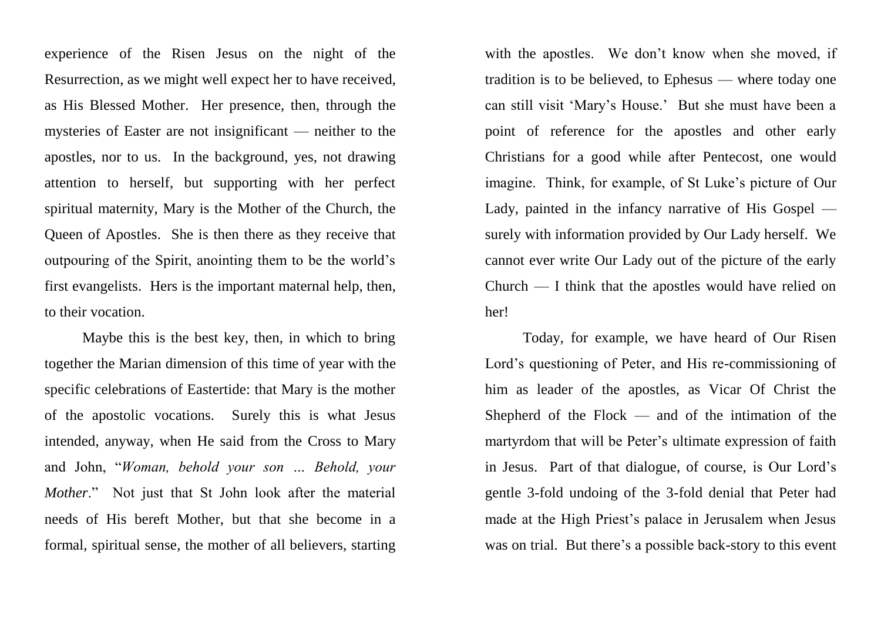experience of the Risen Jesus on the night of the Resurrection, as we might well expect her to have received, as His Blessed Mother. Her presence, then, through the mysteries of Easter are not insignificant — neither to the apostles, nor to us. In the background, yes, not drawing attention to herself, but supporting with her perfect spiritual maternity, Mary is the Mother of the Church, the Queen of Apostles. She is then there as they receive that outpouring of the Spirit, anointing them to be the world's first evangelists. Hers is the important maternal help, then, to their vocation.

Maybe this is the best key, then, in which to bring together the Marian dimension of this time of year with the specific celebrations of Eastertide: that Mary is the mother of the apostolic vocations. Surely this is what Jesus intended, anyway, when He said from the Cross to Mary and John, "*Woman, behold your son … Behold, your Mother*." Not just that St John look after the material needs of His bereft Mother, but that she become in a formal, spiritual sense, the mother of all believers, starting with the apostles. We don't know when she moved, if tradition is to be believed, to Ephesus — where today one can still visit 'Mary's House.' But she must have been a point of reference for the apostles and other early Christians for a good while after Pentecost, one would imagine. Think, for example, of St Luke's picture of Our Lady, painted in the infancy narrative of His Gospel — surely with information provided by Our Lady herself. We cannot ever write Our Lady out of the picture of the early Church — I think that the apostles would have relied on her!

Today, for example, we have heard of Our Risen Lord's questioning of Peter, and His re-commissioning of him as leader of the apostles, as Vicar Of Christ the Shepherd of the Flock — and of the intimation of the martyrdom that will be Peter's ultimate expression of faith in Jesus. Part of that dialogue, of course, is Our Lord's gentle 3-fold undoing of the 3-fold denial that Peter had made at the High Priest's palace in Jerusalem when Jesus was on trial. But there's a possible back-story to this event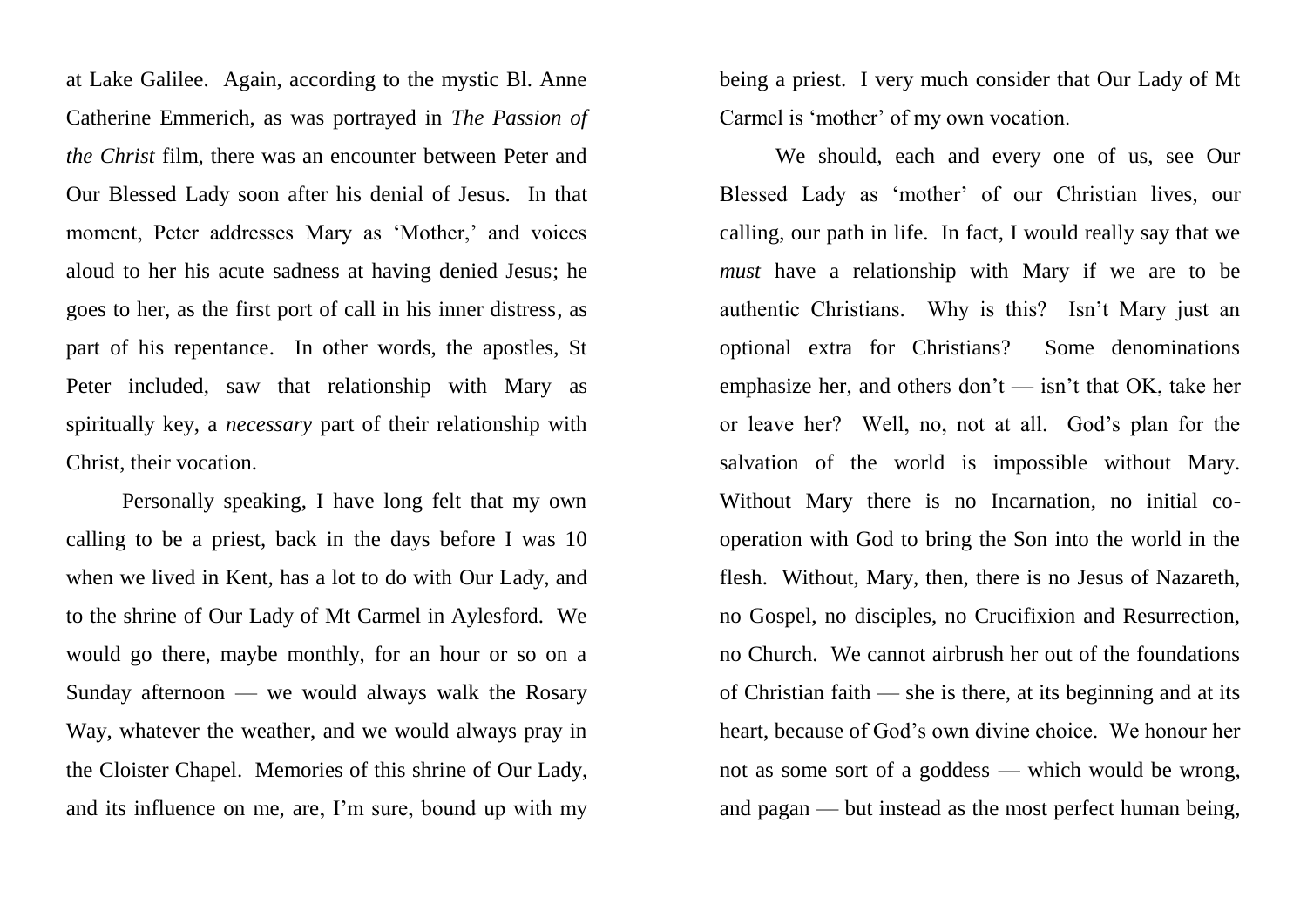at Lake Galilee. Again, according to the mystic Bl. Anne Catherine Emmerich, as was portrayed in *The Passion of the Christ* film, there was an encounter between Peter and Our Blessed Lady soon after his denial of Jesus. In that moment, Peter addresses Mary as 'Mother,' and voices aloud to her his acute sadness at having denied Jesus; he goes to her, as the first port of call in his inner distress, as part of his repentance. In other words, the apostles, St Peter included, saw that relationship with Mary as spiritually key, a *necessary* part of their relationship with Christ, their vocation.

Personally speaking, I have long felt that my own calling to be a priest, back in the days before I was 10 when we lived in Kent, has a lot to do with Our Lady, and to the shrine of Our Lady of Mt Carmel in Aylesford. We would go there, maybe monthly, for an hour or so on a Sunday afternoon — we would always walk the Rosary Way, whatever the weather, and we would always pray in the Cloister Chapel. Memories of this shrine of Our Lady, and its influence on me, are, I'm sure, bound up with my being a priest. I very much consider that Our Lady of Mt Carmel is 'mother' of my own vocation.

We should, each and every one of us, see Our Blessed Lady as 'mother' of our Christian lives, our calling, our path in life. In fact, I would really say that we *must* have a relationship with Mary if we are to be authentic Christians. Why is this? Isn't Mary just an optional extra for Christians? Some denominations emphasize her, and others don't — isn't that OK, take her or leave her? Well, no, not at all. God's plan for the salvation of the world is impossible without Mary. Without Mary there is no Incarnation, no initial co-operation with God to bring the Son into the world in the flesh. Without, Mary, then, there is no Jesus of Nazareth, no Gospel, no disciples, no Crucifixion and Resurrection, no Church. We cannot airbrush her out of the foundations of Christian faith — she is there, at its beginning and at its heart, because of God's own divine choice. We honour her not as some sort of a goddess — which would be wrong, and pagan — but instead as the most perfect human being,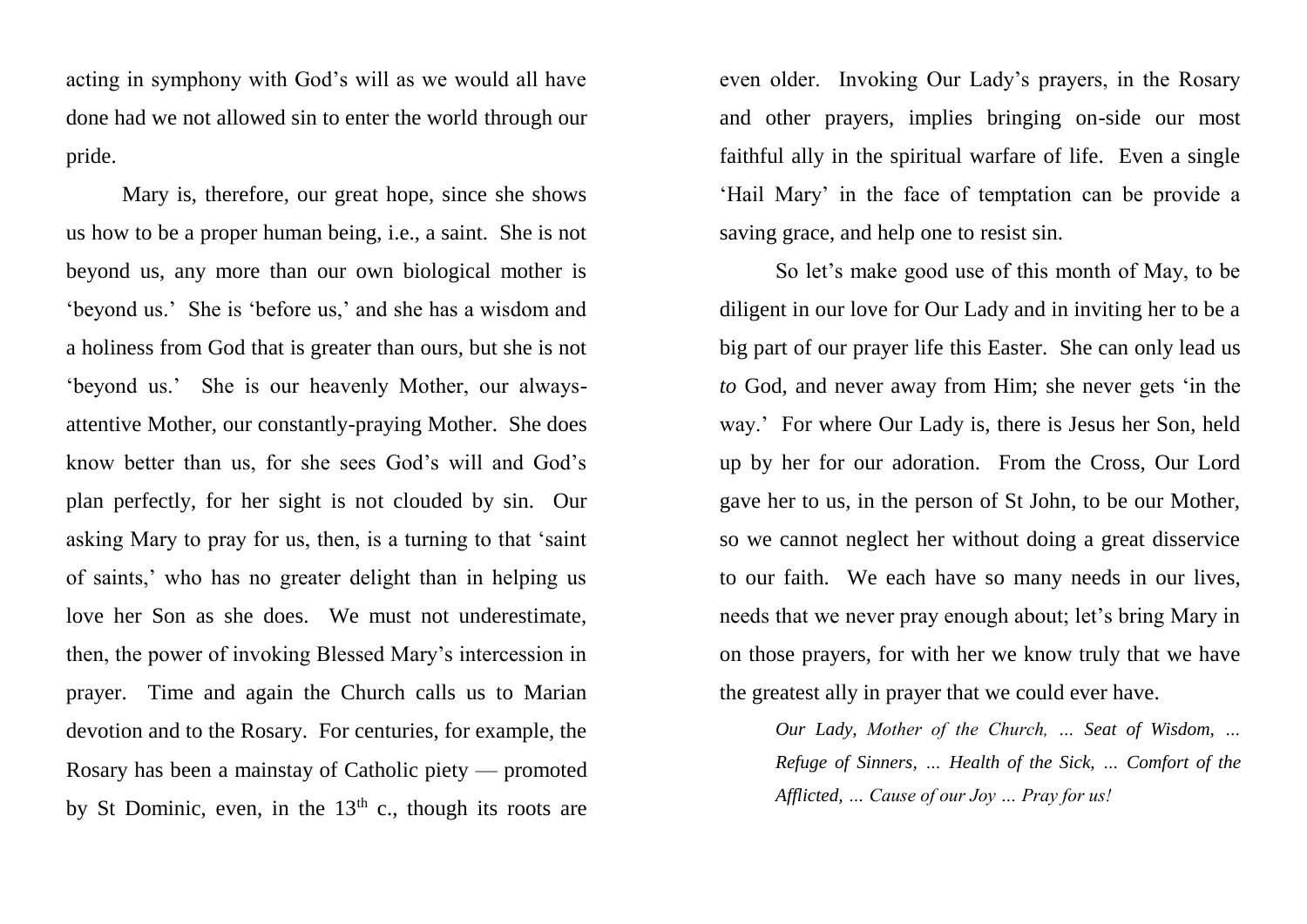acting in symphony with God's will as we would all have done had we not allowed sin to enter the world through our pride.

Mary is, therefore, our great hope, since she shows us how to be a proper human being, i.e., a saint. She is not beyond us, any more than our own biological mother is 'beyond us.' She is 'before us,' and she has a wisdom and a holiness from God that is greater than ours, but she is not 'beyond us.' She is our heavenly Mother, our always-attentive Mother, our constantly-praying Mother. She does know better than us, for she sees God's will and God's plan perfectly, for her sight is not clouded by sin. Our asking Mary to pray for us, then, is a turning to that 'saint of saints,' who has no greater delight than in helping us love her Son as she does. We must not underestimate, then, the power of invoking Blessed Mary's intercession in prayer. Time and again the Church calls us to Marian devotion and to the Rosary. For centuries, for example, the Rosary has been a mainstay of Catholic piety — promoted by St Dominic, even, in the 13th c., though its roots are even older. Invoking Our Lady's prayers, in the Rosary and other prayers, implies bringing on-side our most faithful ally in the spiritual warfare of life. Even a single 'Hail Mary' in the face of temptation can be provide a saving grace, and help one to resist sin.

So let's make good use of this month of May, to be diligent in our love for Our Lady and in inviting her to be a big part of our prayer life this Easter. She can only lead us *to* God, and never away from Him; she never gets 'in the way.' For where Our Lady is, there is Jesus her Son, held up by her for our adoration. From the Cross, Our Lord gave her to us, in the person of St John, to be our Mother, so we cannot neglect her without doing a great disservice to our faith. We each have so many needs in our lives, needs that we never pray enough about; let's bring Mary in on those prayers, for with her we know truly that we have the greatest ally in prayer that we could ever have.

*Our Lady, Mother of the Church, … Seat of Wisdom, … Refuge of Sinners, … Health of the Sick, … Comfort of the Afflicted, … Cause of our Joy … Pray for us!*